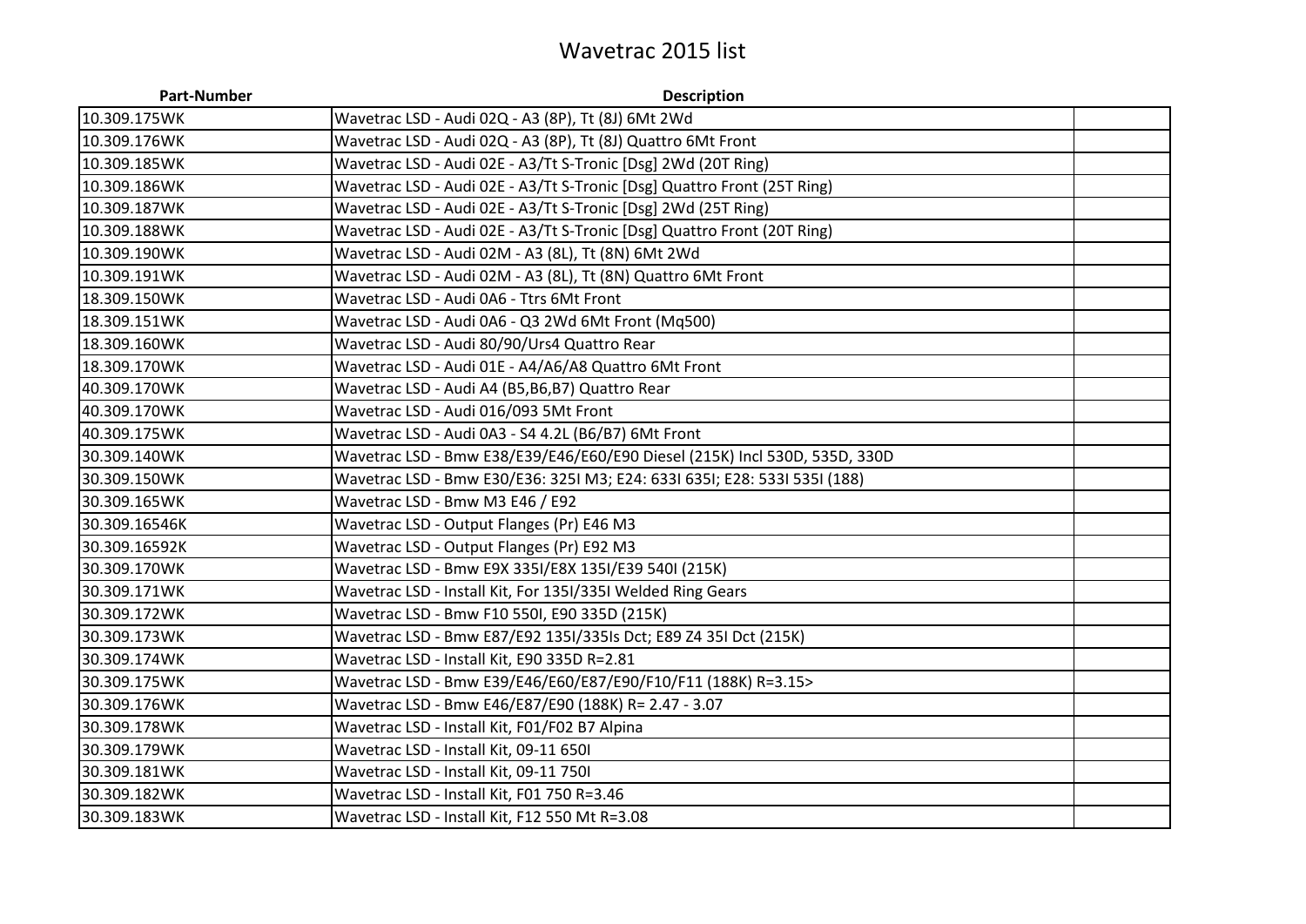# Wavetrac 2015 list

| Part-Number | Description | |
|---|---|---|
| 10.309.175WK | Wavetrac LSD - Audi 02Q - A3 (8P), Tt (8J) 6Mt 2Wd | |
| 10.309.176WK | Wavetrac LSD - Audi 02Q - A3 (8P), Tt (8J) Quattro 6Mt Front | |
| 10.309.185WK | Wavetrac LSD - Audi 02E - A3/Tt S-Tronic [Dsg] 2Wd (20T Ring) | |
| 10.309.186WK | Wavetrac LSD - Audi 02E - A3/Tt S-Tronic [Dsg] Quattro Front (25T Ring) | |
| 10.309.187WK | Wavetrac LSD - Audi 02E - A3/Tt S-Tronic [Dsg] 2Wd (25T Ring) | |
| 10.309.188WK | Wavetrac LSD - Audi 02E - A3/Tt S-Tronic [Dsg] Quattro Front (20T Ring) | |
| 10.309.190WK | Wavetrac LSD - Audi 02M - A3 (8L), Tt (8N) 6Mt 2Wd | |
| 10.309.191WK | Wavetrac LSD - Audi 02M - A3 (8L), Tt (8N) Quattro 6Mt Front | |
| 18.309.150WK | Wavetrac LSD - Audi 0A6 - Ttrs 6Mt Front | |
| 18.309.151WK | Wavetrac LSD - Audi 0A6 - Q3 2Wd 6Mt Front (Mq500) | |
| 18.309.160WK | Wavetrac LSD - Audi 80/90/Urs4 Quattro Rear | |
| 18.309.170WK | Wavetrac LSD - Audi 01E - A4/A6/A8 Quattro 6Mt Front | |
| 40.309.170WK | Wavetrac LSD - Audi A4 (B5,B6,B7) Quattro Rear | |
| 40.309.170WK | Wavetrac LSD - Audi 016/093 5Mt Front | |
| 40.309.175WK | Wavetrac LSD - Audi 0A3 - S4 4.2L (B6/B7) 6Mt Front | |
| 30.309.140WK | Wavetrac LSD - Bmw E38/E39/E46/E60/E90 Diesel (215K) Incl 530D, 535D, 330D | |
| 30.309.150WK | Wavetrac LSD - Bmw E30/E36: 325I M3; E24: 633I 635I; E28: 533I 535I (188) | |
| 30.309.165WK | Wavetrac LSD - Bmw M3 E46 / E92 | |
| 30.309.16546K | Wavetrac LSD - Output Flanges (Pr) E46 M3 | |
| 30.309.16592K | Wavetrac LSD - Output Flanges (Pr) E92 M3 | |
| 30.309.170WK | Wavetrac LSD - Bmw E9X 335I/E8X 135I/E39 540I (215K) | |
| 30.309.171WK | Wavetrac LSD - Install Kit, For 135I/335I Welded Ring Gears | |
| 30.309.172WK | Wavetrac LSD - Bmw F10 550I, E90 335D (215K) | |
| 30.309.173WK | Wavetrac LSD - Bmw E87/E92 135I/335Is Dct; E89 Z4 35I Dct (215K) | |
| 30.309.174WK | Wavetrac LSD - Install Kit, E90 335D R=2.81 | |
| 30.309.175WK | Wavetrac LSD - Bmw E39/E46/E60/E87/E90/F10/F11 (188K) R=3.15> | |
| 30.309.176WK | Wavetrac LSD - Bmw E46/E87/E90 (188K) R= 2.47 - 3.07 | |
| 30.309.178WK | Wavetrac LSD - Install Kit, F01/F02 B7 Alpina | |
| 30.309.179WK | Wavetrac LSD - Install Kit, 09-11 650I | |
| 30.309.181WK | Wavetrac LSD - Install Kit, 09-11 750I | |
| 30.309.182WK | Wavetrac LSD - Install Kit, F01 750 R=3.46 | |
| 30.309.183WK | Wavetrac LSD - Install Kit, F12 550 Mt R=3.08 | |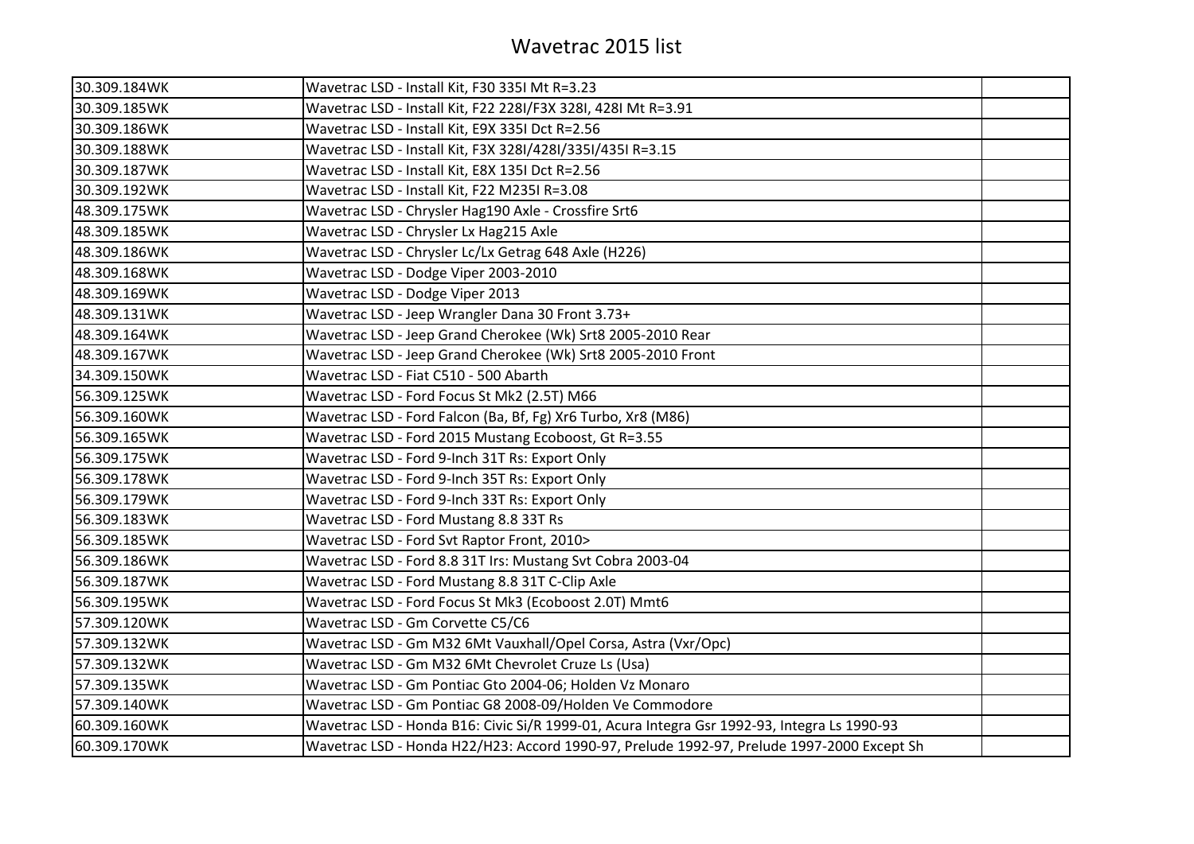# Wavetrac 2015 list

| | | |
|---|---|---|
| 30.309.184WK | Wavetrac LSD - Install Kit, F30 335I Mt R=3.23 | |
| 30.309.185WK | Wavetrac LSD - Install Kit, F22 228I/F3X 328I, 428I Mt R=3.91 | |
| 30.309.186WK | Wavetrac LSD - Install Kit, E9X 335I Dct R=2.56 | |
| 30.309.188WK | Wavetrac LSD - Install Kit, F3X 328I/428I/335I/435I R=3.15 | |
| 30.309.187WK | Wavetrac LSD - Install Kit, E8X 135I Dct R=2.56 | |
| 30.309.192WK | Wavetrac LSD - Install Kit, F22 M235I R=3.08 | |
| 48.309.175WK | Wavetrac LSD - Chrysler Hag190 Axle - Crossfire Srt6 | |
| 48.309.185WK | Wavetrac LSD - Chrysler Lx Hag215 Axle | |
| 48.309.186WK | Wavetrac LSD - Chrysler Lc/Lx Getrag 648 Axle (H226) | |
| 48.309.168WK | Wavetrac LSD - Dodge Viper 2003-2010 | |
| 48.309.169WK | Wavetrac LSD - Dodge Viper 2013 | |
| 48.309.131WK | Wavetrac LSD - Jeep Wrangler Dana 30 Front 3.73+ | |
| 48.309.164WK | Wavetrac LSD - Jeep Grand Cherokee (Wk) Srt8 2005-2010 Rear | |
| 48.309.167WK | Wavetrac LSD - Jeep Grand Cherokee (Wk) Srt8 2005-2010 Front | |
| 34.309.150WK | Wavetrac LSD - Fiat C510 - 500 Abarth | |
| 56.309.125WK | Wavetrac LSD - Ford Focus St Mk2 (2.5T) M66 | |
| 56.309.160WK | Wavetrac LSD - Ford Falcon (Ba, Bf, Fg) Xr6 Turbo, Xr8 (M86) | |
| 56.309.165WK | Wavetrac LSD - Ford 2015 Mustang Ecoboost, Gt R=3.55 | |
| 56.309.175WK | Wavetrac LSD - Ford 9-Inch 31T Rs: Export Only | |
| 56.309.178WK | Wavetrac LSD - Ford 9-Inch 35T Rs: Export Only | |
| 56.309.179WK | Wavetrac LSD - Ford 9-Inch 33T Rs: Export Only | |
| 56.309.183WK | Wavetrac LSD - Ford Mustang 8.8 33T Rs | |
| 56.309.185WK | Wavetrac LSD - Ford Svt Raptor Front, 2010> | |
| 56.309.186WK | Wavetrac LSD - Ford 8.8 31T Irs: Mustang Svt Cobra 2003-04 | |
| 56.309.187WK | Wavetrac LSD - Ford Mustang 8.8 31T C-Clip Axle | |
| 56.309.195WK | Wavetrac LSD - Ford Focus St Mk3 (Ecoboost 2.0T) Mmt6 | |
| 57.309.120WK | Wavetrac LSD - Gm Corvette C5/C6 | |
| 57.309.132WK | Wavetrac LSD - Gm M32 6Mt Vauxhall/Opel Corsa, Astra (Vxr/Opc) | |
| 57.309.132WK | Wavetrac LSD - Gm M32 6Mt Chevrolet Cruze Ls (Usa) | |
| 57.309.135WK | Wavetrac LSD - Gm Pontiac Gto 2004-06; Holden Vz Monaro | |
| 57.309.140WK | Wavetrac LSD - Gm Pontiac G8 2008-09/Holden Ve Commodore | |
| 60.309.160WK | Wavetrac LSD - Honda B16: Civic Si/R 1999-01, Acura Integra Gsr 1992-93, Integra Ls 1990-93 | |
| 60.309.170WK | Wavetrac LSD - Honda H22/H23: Accord 1990-97, Prelude 1992-97, Prelude 1997-2000 Except Sh | |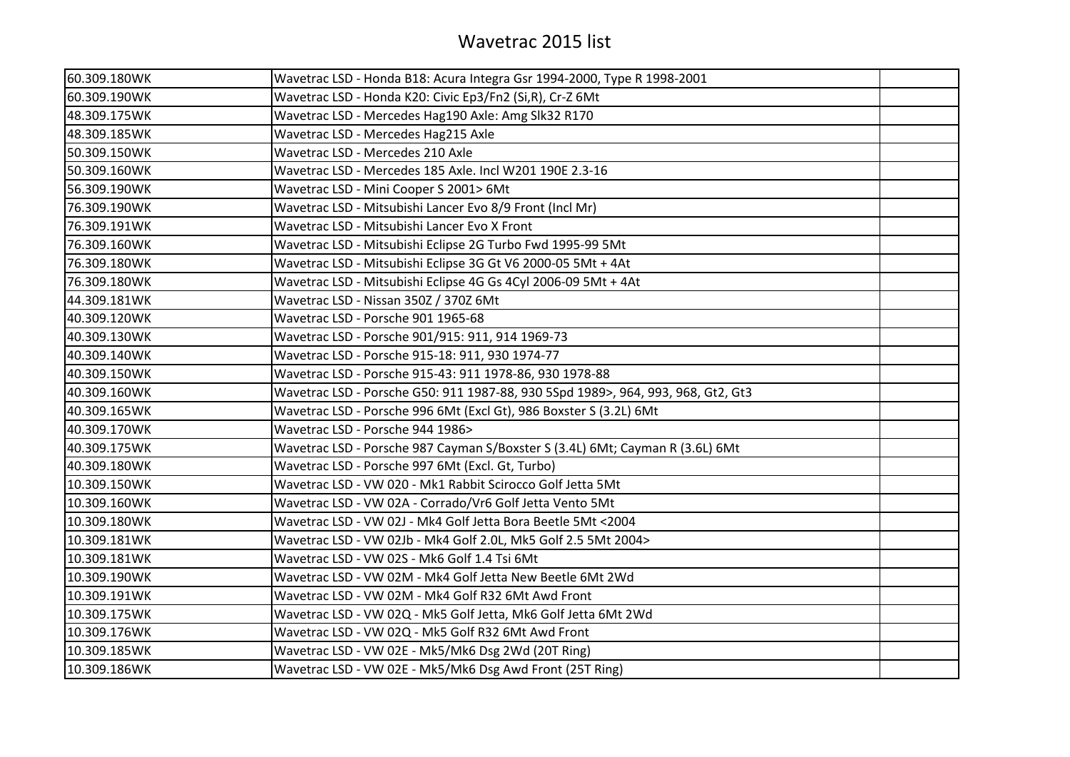# Wavetrac 2015 list

| | | |
|---|---|---|
| 60.309.180WK | Wavetrac LSD - Honda B18: Acura Integra Gsr 1994-2000, Type R 1998-2001 | |
| 60.309.190WK | Wavetrac LSD - Honda K20: Civic Ep3/Fn2 (Si,R), Cr-Z 6Mt | |
| 48.309.175WK | Wavetrac LSD - Mercedes Hag190 Axle: Amg Slk32 R170 | |
| 48.309.185WK | Wavetrac LSD - Mercedes Hag215 Axle | |
| 50.309.150WK | Wavetrac LSD - Mercedes 210 Axle | |
| 50.309.160WK | Wavetrac LSD - Mercedes 185 Axle. Incl W201 190E 2.3-16 | |
| 56.309.190WK | Wavetrac LSD - Mini Cooper S 2001> 6Mt | |
| 76.309.190WK | Wavetrac LSD - Mitsubishi Lancer Evo 8/9 Front (Incl Mr) | |
| 76.309.191WK | Wavetrac LSD - Mitsubishi Lancer Evo X Front | |
| 76.309.160WK | Wavetrac LSD - Mitsubishi Eclipse 2G Turbo Fwd 1995-99 5Mt | |
| 76.309.180WK | Wavetrac LSD - Mitsubishi Eclipse 3G Gt V6 2000-05 5Mt + 4At | |
| 76.309.180WK | Wavetrac LSD - Mitsubishi Eclipse 4G Gs 4Cyl 2006-09 5Mt + 4At | |
| 44.309.181WK | Wavetrac LSD - Nissan 350Z / 370Z 6Mt | |
| 40.309.120WK | Wavetrac LSD - Porsche 901 1965-68 | |
| 40.309.130WK | Wavetrac LSD - Porsche 901/915: 911, 914 1969-73 | |
| 40.309.140WK | Wavetrac LSD - Porsche 915-18: 911, 930 1974-77 | |
| 40.309.150WK | Wavetrac LSD - Porsche 915-43: 911 1978-86, 930 1978-88 | |
| 40.309.160WK | Wavetrac LSD - Porsche G50: 911 1987-88, 930 5Spd 1989>, 964, 993, 968, Gt2, Gt3 | |
| 40.309.165WK | Wavetrac LSD - Porsche 996 6Mt (Excl Gt), 986 Boxster S (3.2L) 6Mt | |
| 40.309.170WK | Wavetrac LSD - Porsche 944 1986> | |
| 40.309.175WK | Wavetrac LSD - Porsche 987 Cayman S/Boxster S (3.4L) 6Mt; Cayman R (3.6L) 6Mt | |
| 40.309.180WK | Wavetrac LSD - Porsche 997 6Mt (Excl. Gt, Turbo) | |
| 10.309.150WK | Wavetrac LSD - VW 020 - Mk1 Rabbit Scirocco Golf Jetta 5Mt | |
| 10.309.160WK | Wavetrac LSD - VW 02A - Corrado/Vr6 Golf Jetta Vento 5Mt | |
| 10.309.180WK | Wavetrac LSD - VW 02J - Mk4 Golf Jetta Bora Beetle 5Mt <2004 | |
| 10.309.181WK | Wavetrac LSD - VW 02Jb - Mk4 Golf 2.0L, Mk5 Golf 2.5 5Mt 2004> | |
| 10.309.181WK | Wavetrac LSD - VW 02S - Mk6 Golf 1.4 Tsi 6Mt | |
| 10.309.190WK | Wavetrac LSD - VW 02M - Mk4 Golf Jetta New Beetle 6Mt 2Wd | |
| 10.309.191WK | Wavetrac LSD - VW 02M - Mk4 Golf R32 6Mt Awd Front | |
| 10.309.175WK | Wavetrac LSD - VW 02Q - Mk5 Golf Jetta, Mk6 Golf Jetta 6Mt 2Wd | |
| 10.309.176WK | Wavetrac LSD - VW 02Q - Mk5 Golf R32 6Mt Awd Front | |
| 10.309.185WK | Wavetrac LSD - VW 02E - Mk5/Mk6 Dsg 2Wd (20T Ring) | |
| 10.309.186WK | Wavetrac LSD - VW 02E - Mk5/Mk6 Dsg Awd Front (25T Ring) | |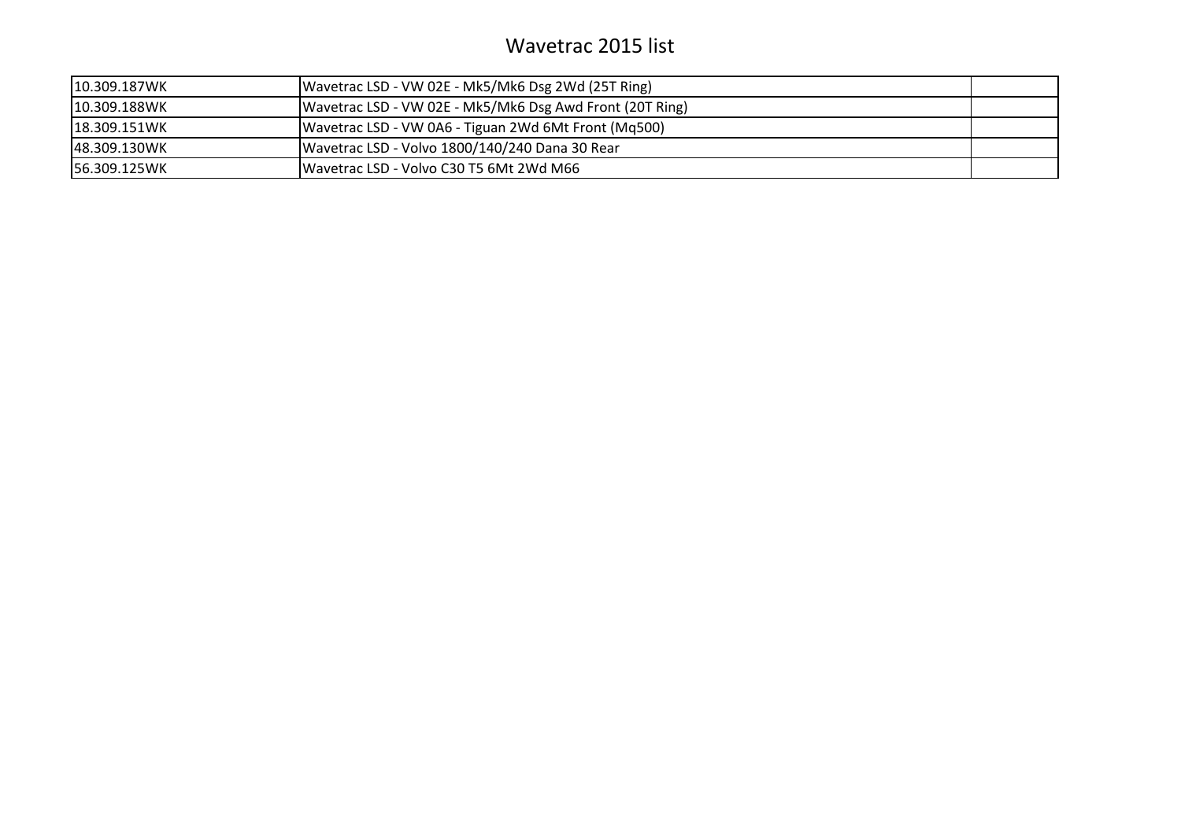# Wavetrac 2015 list

| | | |
|---|---|---|
| 10.309.187WK | Wavetrac LSD - VW 02E - Mk5/Mk6 Dsg 2Wd (25T Ring) | |
| 10.309.188WK | Wavetrac LSD - VW 02E - Mk5/Mk6 Dsg Awd Front (20T Ring) | |
| 18.309.151WK | Wavetrac LSD - VW 0A6 - Tiguan 2Wd 6Mt Front (Mq500) | |
| 48.309.130WK | Wavetrac LSD - Volvo 1800/140/240 Dana 30 Rear | |
| 56.309.125WK | Wavetrac LSD - Volvo C30 T5 6Mt 2Wd M66 | |